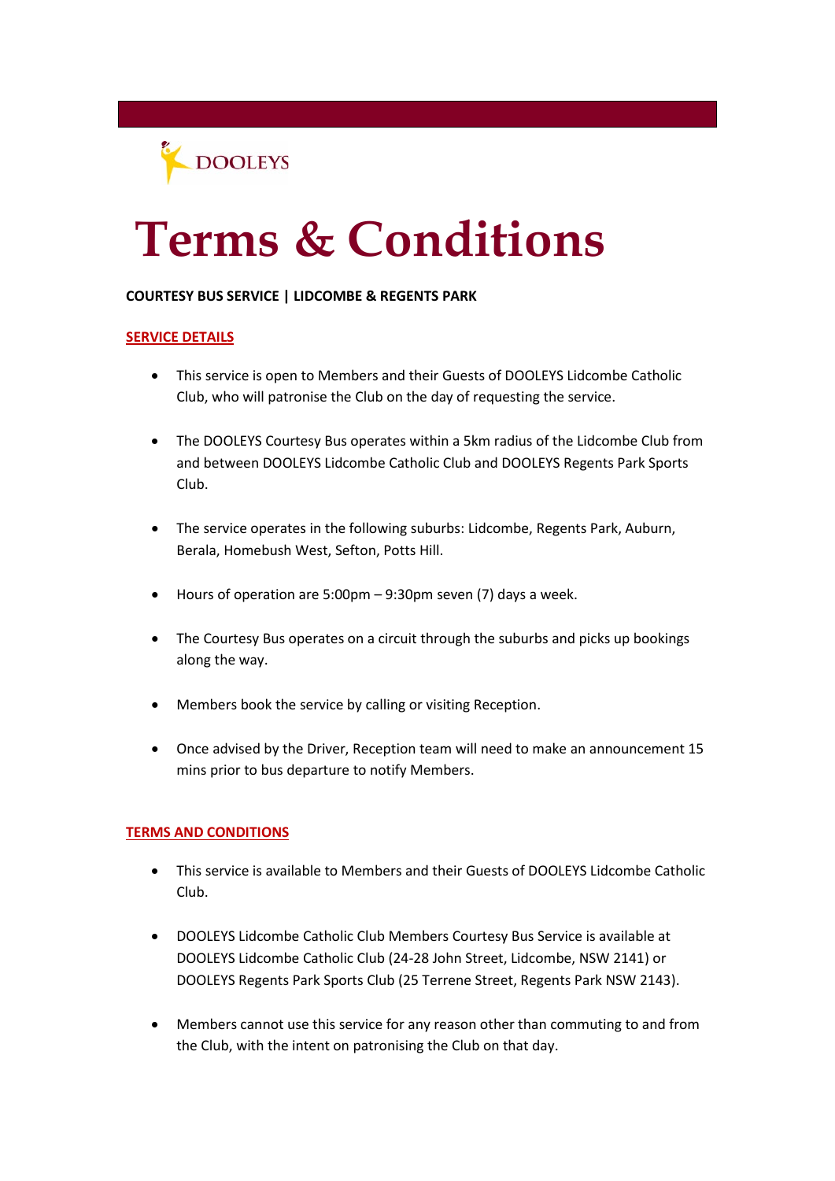DOOLEYS

# Terms & Conditions

**COURTESY BUS SERVICE | LIDCOMBE & REGENTS PARK**

## SERVICE DETAILS

- This service is open to Members and their Guests of DOOLEYS Lidcombe Catholic Club, who will patronise the Club on the day of requesting the service.
- The DOOLEYS Courtesy Bus operates within a 5km radius of the Lidcombe Club from and between DOOLEYS Lidcombe Catholic Club and DOOLEYS Regents Park Sports Club.
- The service operates in the following suburbs: Lidcombe, Regents Park, Auburn, Berala, Homebush West, Sefton, Potts Hill.
- Hours of operation are 5:00pm – 9:30pm seven (7) days a week.
- The Courtesy Bus operates on a circuit through the suburbs and picks up bookings along the way.
- Members book the service by calling or visiting Reception.
- Once advised by the Driver, Reception team will need to make an announcement 15 mins prior to bus departure to notify Members.

## TERMS AND CONDITIONS

- This service is available to Members and their Guests of DOOLEYS Lidcombe Catholic Club.
- DOOLEYS Lidcombe Catholic Club Members Courtesy Bus Service is available at DOOLEYS Lidcombe Catholic Club (24-28 John Street, Lidcombe, NSW 2141) or DOOLEYS Regents Park Sports Club (25 Terrene Street, Regents Park NSW 2143).
- Members cannot use this service for any reason other than commuting to and from the Club, with the intent on patronising the Club on that day.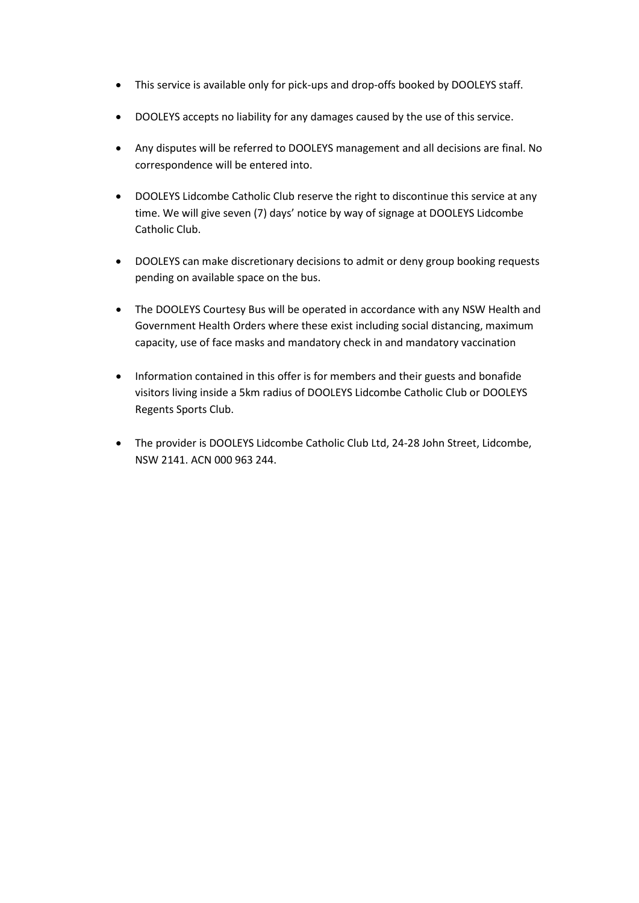- This service is available only for pick-ups and drop-offs booked by DOOLEYS staff.
- DOOLEYS accepts no liability for any damages caused by the use of this service.
- Any disputes will be referred to DOOLEYS management and all decisions are final. No correspondence will be entered into.
- DOOLEYS Lidcombe Catholic Club reserve the right to discontinue this service at any time. We will give seven (7) days' notice by way of signage at DOOLEYS Lidcombe Catholic Club.
- DOOLEYS can make discretionary decisions to admit or deny group booking requests pending on available space on the bus.
- The DOOLEYS Courtesy Bus will be operated in accordance with any NSW Health and Government Health Orders where these exist including social distancing, maximum capacity, use of face masks and mandatory check in and mandatory vaccination
- Information contained in this offer is for members and their guests and bonafide visitors living inside a 5km radius of DOOLEYS Lidcombe Catholic Club or DOOLEYS Regents Sports Club.
- The provider is DOOLEYS Lidcombe Catholic Club Ltd, 24-28 John Street, Lidcombe, NSW 2141. ACN 000 963 244.